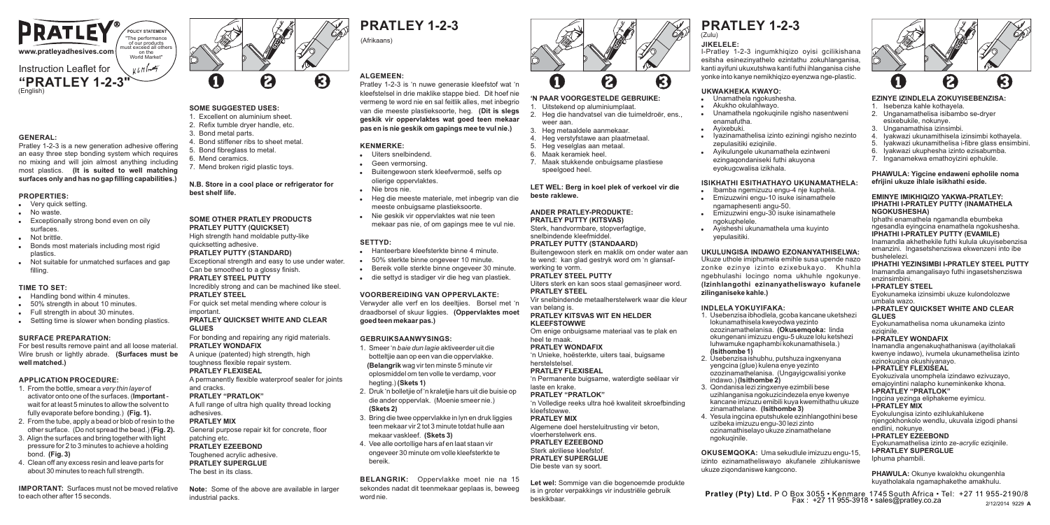# PRATLEY®

POLICY STATEMENT
"The performance of our products must exceed all others on the World Market"

www.pratleyadhesives.com

Instruction Leaflet for
## "PRATLEY 1-2-3"
(English)

### GENERAL:

Pratley 1-2-3 is a new generation adhesive offering an easy three step bonding system which requires no mixing and will join almost anything including most plastics. **(It is suited to well matching surfaces only and has no gap filling capabilities.)**

### PROPERTIES:

- Very quick setting.
- No waste.
- Exceptionally strong bond even on oily surfaces.
- Not brittle.
- Bonds most materials including most rigid plastics.
- Not suitable for unmatched surfaces and gap filling.

### TIME TO SET:

- Handling bond within 4 minutes.
- 50% strength in about 10 minutes.
- Full strength in about 30 minutes.
- Setting time is slower when bonding plastics.

### SURFACE PREPARATION:

For best results remove paint and all loose material. Wire brush or lightly abrade. **(Surfaces must be well matched.)**

### APPLICATION PROCEDURE:

1. From the bottle, smear a *very thin layer* of activator onto one of the surfaces. (**Important** - wait for at least 5 minutes to allow the solvent to fully evaporate before bonding.) **(Fig. 1).**
2. From the tube, apply a bead or blob of resin to the other surface. (Do not spread the bead.) **(Fig. 2).**
3. Align the surfaces and bring together with light pressure for 2 to 3 minutes to achieve a holding bond. **(Fig. 3)**
4. Clean off any excess resin and leave parts for about 30 minutes to reach full strength.

**IMPORTANT:** Surfaces must not be moved relative to each other after 15 seconds.

1 2 3

### SOME SUGGESTED USES:

1. Excellent on aluminium sheet.
2. Refix tumble dryer handle, etc.
3. Bond metal parts.
4. Bond stiffener ribs to sheet metal.
5. Bond fibreglass to metal.
6. Mend ceramics.
7. Mend broken rigid plastic toys.

**N.B. Store in a cool place or refrigerator for best shelf life.**

### SOME OTHER PRATLEY PRODUCTS

**PRATLEY PUTTY (QUICKSET)**
High strength hand moldable putty-like quicksetting adhesive.

**PRATLEY PUTTY (STANDARD)**
Exceptional strength and easy to use under water. Can be smoothed to a glossy finish.

**PRATLEY STEEL PUTTY**
Incredibly strong and can be machined like steel.

**PRATLEY STEEL**
For quick set metal mending where colour is important.

**PRATLEY QUICKSET WHITE AND CLEAR GLUES**
For bonding and repairing any rigid materials.

**PRATLEY WONDAFIX**
A unique (patented) high strength, high toughness flexible repair system.

**PRATLEY FLEXISEAL**
A permanently flexible waterproof sealer for joints and cracks.

**PRATLEY "PRATLOK"**
A full range of ultra high quality thread locking adhesives.

**PRATLEY MIX**
General purpose repair kit for concrete, floor patching etc.

**PRATLEY EZEEBOND**
Toughened acrylic adhesive.

**PRATLEY SUPERGLUE**
The best in its class.

**Note:** Some of the above are available in larger industrial packs.

# PRATLEY 1-2-3
(Afrikaans)

### ALGEMEEN:

Pratley 1-2-3 is 'n nuwe generasie kleefstof wat 'n kleefstelsel in drie maklike stappe bied. Dit hoef nie vermeng te word nie en sal feitlik alles, met inbegrip van die meeste plastieksoorte, heg. **(Dit is slegs geskik vir oppervlaktes wat goed teen mekaar pas en is nie geskik om gapings mee te vul nie.)**

### KENMERKE:

- Uiters snelbindend.
- Geen vermorsing.
- Buitengewoon sterk kleefvermoë, selfs op olierige oppervlaktes.
- Nie bros nie.
- Heg die meeste materiale, met inbegrip van die meeste onbuigsame plastieksoorte.
- Nie geskik vir oppervlaktes wat nie teen mekaar pas nie, of om gapings mee te vul nie.

### SETTYD:

- Hanteerbare kleefsterkte binne 4 minute.
- 50% sterkte binne ongeveer 10 minute.
- Bereik volle sterkte binne ongeveer 30 minute.
- die settyd is stadiger vir die heg van plastiek.

### VOORBEREIDING VAN OPPERVLAKTE:

Verwyder alle verf en los deeltjies. Borsel met 'n draadborsel of skuur liggies. **(Oppervlaktes moet goed teen mekaar pas.)**

### GEBRUIKSAANWYSINGS:

1. Smeer 'n *baie dun lagie* aktiveerder uit die botteltjie aan op een van die oppervlakke. **(Belangrik** wag vir ten minste 5 minute vir oplosmiddel om ten volle te verdamp, voor hegting.) **(Skets 1)**
2. Druk 'n bolletjie of 'n kraletjie hars uit die buisie op die ander oppervlak. (Moenie smeer nie.) **(Skets 2)**
3. Bring die twee oppervlakke in lyn en druk liggies teen mekaar vir 2 tot 3 minute totdat hulle aan mekaar vasskleef. **(Skets 3)**
4. Vee alle oortollige hars af en laat staan vir ongeveer 30 minute om volle kleefsterkte te bereik.

**BELANGRIK:** Oppervlakke moet nie na 15 sekondes nadat dit teenmekaar geplaas is, beweeg word nie.

1 2 3

### 'N PAAR VOORGESTELDE GEBRUIKE:

1. Uitstekend op aluminiumplaat.
2. Heg die handvatsel van die tuimeldroër, ens., weer aan.
3. Heg metaaldele aanmekaar.
4. Heg verstyfstawe aan plaatmetaal.
5. Heg veselglas aan metaal.
6. Maak keramiek heel.
7. Maak stukkende onbuigsame plastiese speelgoed heel.

**LET WEL: Berg in koel plek of verkoel vir die beste raklewe.**

### ANDER PRATLEY-PRODUKTE:

**PRATLEY PUTTY (KITSVAS)**
Sterk, handvormbare, stopverfagtige, snelbindende kleefmiddel.

**PRATLEY PUTTY (STANDAARD)**
Buitengewoon sterk en maklik om onder water aan te wend: kan glad gestryk word om 'n glansafwerking te vorm.

**PRATLEY STEEL PUTTY**
Uiters sterk en kan soos staal gemasjineer word.

**PRATLEY STEEL**
Vir snelbindende metaalherstelwerk waar die kleur van belang is.

**PRATLEY KITSVAS WIT EN HELDER KLEEFSTOWWE**
Om enige onbuigsame materiaal vas te plak en heel te maak.

**PRATLEY WONDAFIX**
'n Unieke, hoësterkte, uiters taai, buigsame herstelstelsel.

**PRATLEY FLEXISEAL**
'n Permanente buigsame, waterdigte seëlaar vir laste en krake.

**PRATLEY "PRATLOK"**
'n Volledige reeks ultra hoë kwaliteit skroefbinding kleefstowwe.

**PRATLEY MIX**
Algemene doel hersteluitrusting vir beton, vloerherstelwerk ens.

**PRATLEY EZEEBOND**
Sterk akrielese kleefstof.

**PRATLEY SUPERGLUE**
Die beste van sy soort.

**Let wel:** Sommige van die bogenoemde produkte is in groter verpakkings vir industriële gebruik beskikbaar.

# PRATLEY 1-2-3
(Zulu)

### JIKELELE:

I-Pratley 1-2-3 ingumkhiqizo oyisi gcilikishana esitsha esinezinyathelo ezintathu zokuhlanganisa, kanti ayifuni ukuxutshwa kanti futhi ihlanganisa cishe yonke into kanye nemikhiqizo eyenzwa nge-plastic.

### UKWAKHEKA KWAYO:

- Unamathela ngokushesha.
- Akukho okulahlwayo.
- Unamathela ngokuqinile ngisho nasentweni enamafutha.
- Ayixebuki.
- Iyazinamathelisa izinto eziningi ngisho nezinto zepulasitiki eziqinile.
- Ayikulungele ukunamathela ezintweni ezingaqondaniseki futhi akuyona eyokugcwalisa izikhala.

### ISIKHATHI ESITHATHAYO UKUNAMATHELA:

- Ibamba ngemizuzu engu-4 nje kuphela.
- Emizuzwini engu-10 isuke isinamathele ngamaphesenti angu-50.
- Emizuzwini engu-30 isuke isinamathele ngokuphelele.
- Ayisheshi ukunamathela uma kuyinto yepulasitiki.

### UKULUNGISA INDAWO EZONANYATHISELWA:

Ukuze uthole imiphumela emihle susa upende nazo zonke ezinye izinto ezixebukayo. Khuhla ngebhulashi locingo noma ukukhle ngokunye. **(Izinhlangothi ezinanyatheliswayo kufanele zilinganiseke kahle.)**

### INDLELA YOKUYIFAKA:

1. Usebenzisa ibhodlela, gcoba kancane uketshezi lokunamathisela kweyodwa yezinto ozozinamathelanisa. **(Okusemqoka:** linda okungenani imizuzu engu-5 ukuze lolu ketshezi luhwamuke ngaphambi kokunamathisela.) **(Isithombe 1)**
2. Usebenzisa ishubhu, putshuza ingxenyana yengcina (glue) kulena enye yezinto ozozinamathelanisa. (Ungayigcwalisi yonke indawo.) **(Isithombe 2)**
3. Qondanisa lezi zingxenye ezimbili bese uzihlanganisa ngokuzicindezela enye kwenye kancane imizuzu emibili kuya kwemithathu ukuze zinamathelane. **(Isithombe 3)**
4. Yesula ingcina eputshukele ezinhlangothini bese uzibeka imizuzu engu-30 lezi zinto ozinamathiselayo ukuze zinamathelane ngokuqinile.

**OKUSEMQOKA:** Uma sekudlule imizuzu engu-15, izinto ezinamatheliswayo akufanele zihlukaniswe ukuze ziqondaniswe kangcono.

1 2 3

### EZINYE IZINDLELA ZOKUYISEBENZISA:

1. Isebenza kahle kothayela.
2. Unganamathelisa isibambo se-dryer esixebukile, nokunye.
3. Unganamathisa izinsimbi.
4. Iyakwazi ukunamathisela izinsimbi kothayela.
5. Iyakwazi ukunamathelisa i-fibre glass ensimbini.
6. Iyakwazi ukuphesha izinto ezisabumba.
7. Inganamekwa emathoyizini ephukile.

**PHAWULA: Yigcine endaweni epholile noma efrijini ukuze ihlale isikhathi eside.**

### EMINYE IMIKHIQIZO YAKWA-PRATLEY:

**IPHATHI I-PRATLEY PUTTY (INAMATHELA NGOKUSHESHA)**
Iphathi enamathela ngamandla ebumbeka ngesandla eyingcina enamathela ngokushesha.

**IPHATHI I-PRATLEY PUTTY (EVAMILE)**
Inamandla akhethekile futhi kulula ukuyisebenzisa emanzini. Ingasetshenziswa ekwenzeni into ibe bushelelezi.

**IPHATHI YEZINSIMBI I-PRATLEY STEEL PUTTY**
Inamandla amangalisayo futhi ingasetshenziswa enzinsimbini.

**I-PRATLEY STEEL**
Eyokunameka izinsimbi ukuze kulondolozwe umbala wazo.

**I-PRATLEY QUICKSET WHITE AND CLEAR GLUES**
Eyokunamathelisa noma ukunameka izinto eziqinile.

**I-PRATLEY WONDAFIX**
Inamandla angenakuqhathaniswa (ayitholakali kwenye indawo), ivumela ukunamathelisa izinto ezincikayo okushiyanayo.

**I-PRATLEY FLEXISEAL**
Eyokuzivala unomphela izindawo ezivuzayo, emajoyintini nalapho kuneminkenke khona.

**I-PRATLEY "PRATLOK"**
Ingcina yezinga eliphakeme eyimicu.

**I-PRATLEY MIX**
Eyokulungisa izinto ezihlukahlukene njengokhonkolo wendlu, ukuvala izigodi phansi endlini, nokunye.

**I-PRATLEY EZEEBOND**
Eyokunamathelisa izinto ze-*acrylic* eziqinile.

**I-PRATLEY SUPERGLUE**
Iphuma phambili.

**PHAWULA:** Okunye kwalokhu okungenhla kuyatholakala ngamaphakethe amakhulu.

**Pratley (Pty) Ltd.** P O Box 3055 • Kenmare 1745 South Africa • Tel: +27 11 955-2190/8
Fax : +27 11 955-3918 • sales@pratley.co.za

2/12/2014 9229 **A**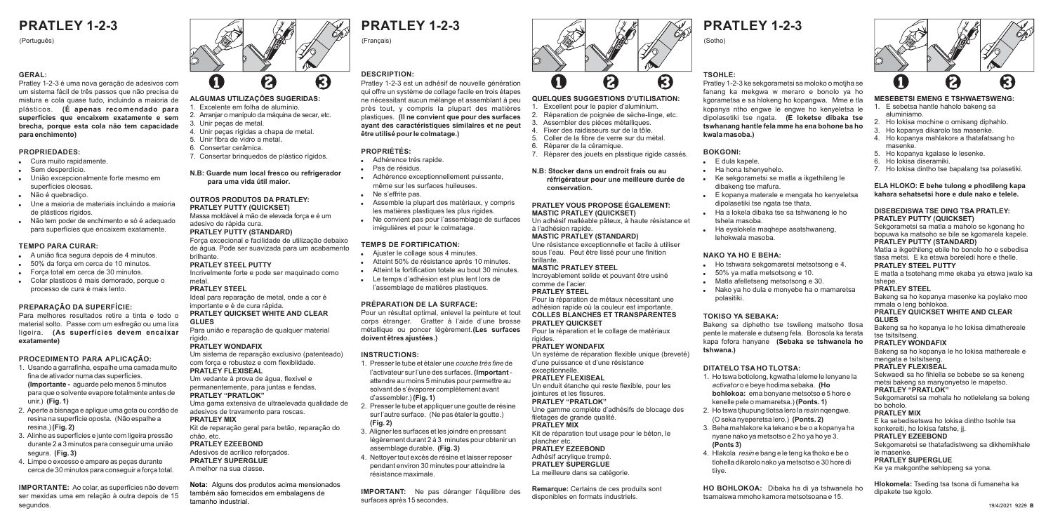# PRATLEY 1-2-3

(Português)

## GERAL:

Pratley 1-2-3 é uma nova geração de adesivos com um sistema fácil de três passos que não precisa de mistura e cola quase tudo, incluindo a maioria de plásticos. **(É apenas recomendado para superfícies que encaixem exatamente e sem brecha, porque esta cola não tem capacidade para enchimento)**

## PROPRIEDADES:

- Cura muito rapidamente.
- Sem desperdício.
- União excepcionalmente forte mesmo em superfícies oleosas.
- Não é quebradiço.
- Une a maioria de materiais incluindo a maioria de plásticos rígidos.
- Não tem poder de enchimento e só é adequado para superfícies que encaixem exatamente.

## TEMPO PARA CURAR:

- A união fica segura depois de 4 minutos.
- 50% da força em cerca de 10 minutos.
- Força total em cerca de 30 minutos.
- Colar plasticos é mais demorado, porque o processo de cura é mais lento.

## PREPARAÇÃO DA SUPERFÍCIE:

Para melhores resultados retire a tinta e todo o material solto. Passe com um esfregão ou uma lixa ligeira. **(As superfícies devem encaixar exatamente)**

## PROCEDIMENTO PARA APLICAÇÃO:

1. Usando a garrafinha, espalhe uma camada muito fina de ativador numa das superfícies. **(Importante -** aguarde pelo menos 5 minutos para que o solvente evapore totalmente antes de unir.) **(Fig. 1)**
2. Aperte a bisnaga e aplique uma gota ou cordão de resina na superfície oposta. (Não espalhe a resina.) **(Fig. 2)**
3. Alinhe as superfícies e junte com ligeira pressão durante 2 a 3 minutos para conseguir uma união segura. **(Fig. 3)**
4. Limpe o excesso e ampare as peças durante cerca de 30 minutos para conseguir a força total.

**IMPORTANTE:** Ao colar, as superfícies não devem ser mexidas uma em relação à outra depois de 15 segundos.

## ALGUMAS UTILIZAÇÕES SUGERIDAS:

1. Excelente em folha de alumínio.
2. Arranjar o manípulo da máquina de secar, etc.
3. Unir peças de metal.
4. Unir peças rígidas a chapa de metal.
5. Unir fibra de vidro a metal.
6. Consertar cerâmica.
7. Consertar brinquedos de plástico rígidos.

**N.B: Guarde num local fresco ou refrigerador para uma vida útil maior.**

## OUTROS PRODUTOS DA PRATLEY:

**PRATLEY PUTTY (QUICKSET)**
Massa moldável à mão de elevada força e é um adesivo de rápida cura.

**PRATLEY PUTTY (STANDARD)**
Força excecional e facilidade de utilização debaixo de água. Pode ser suavizada para um acabamento brilhante.

**PRATLEY STEEL PUTTY**
Incrivelmente forte e pode ser maquinado como metal.

**PRATLEY STEEL**
Ideal para reparação de metal, onde a cor é importante e é de cura rápida.

**PRATLEY QUICKSET WHITE AND CLEAR GLUES**
Para união e reparação de qualquer material rígido.

**PRATLEY WONDAFIX**
Um sistema de reparação exclusivo (patenteado) com força e robustez e com flexibilidade.

**PRATLEY FLEXISEAL**
Um vedante à prova de água, flexível e permanentemente, para juntas e fendas.

**PRATLEY "PRATLOK"**
Uma gama extensiva de ultraelevada qualidade de adesivos de travamento para roscas.

**PRATLEY MIX**
Kit de reparação geral para betão, reparação do chão, etc.

**PRATLEY EZEEBOND**
Adesivos de acrílico reforçados.

**PRATLEY SUPERGLUE**
A melhor na sua classe.

**Nota:** Alguns dos produtos acima mensionados também são fornecidos em embalagens de tamanho industrial.

# PRATLEY 1-2-3

(Français)

## DESCRIPTION:

Pratley 1-2-3 est un adhésif de nouvelle génération qui offre un système de collage facile en trois étapes ne nécessitant aucun mélange et assemblant à peu près tout, y compris la plupart des matières plastiques. **(Il ne convient que pour des surfaces ayant des caractéristiques similaires et ne peut être utilisé pour le colmatage.)**

## PROPRIÉTÉS:

- Adhérence très rapide.
- Pas de résidus.
- Adhérence exceptionnellement puissante, même sur les surfaces huileuses.
- Ne s'effrite pas.
- Assemble la plupart des matériaux, y compris les matières plastiques les plus rigides.
- Ne convient pas pour l'assemblage de surfaces irrégulières et pour le colmatage.

## TEMPS DE FORTIFICATION:

- Ajuster le collage sous 4 minutes.
- Atteint 50% de résistance après 10 minutes.
- Atteint la fortification totale au bout 30 minutes.
- Le temps d'adhésion est plus lent lors de l'assemblage de matières plastiques.

## PRÉPARATION DE LA SURFACE:

Pour un résultat optimal, enlevel la peinture et tout corps étranger. Gratter à l'aide d'une brosse métallique ou poncer légèrement. **(Les surfaces doivent être ajustées.)**

## INSTRUCTIONS:

1. Presser le tube et étaler une *couche très fine* de l'activateur sur l'une des surfaces. **(Important** - attendre au moins 5 minutes pour permettre au solvant de s'évaporer complètement avant d'assembler.) **(Fig. 1)**
2. Presser le tube et appliquer une goutte de résine sur l'autre surface. (Ne pas étaler la goutte.) **(Fig. 2)**
3. Aligner les surfaces et les joindre en pressant légèrement durant 2 à 3 minutes pour obtenir un assemblage durable. **(Fig. 3)**
4. Nettoyer tout excès de résine et laisser reposer pendant environ 30 minutes pour atteindre la résistance maximale.

**IMPORTANT:** Ne pas déranger l'équilibre des surfaces après 15 secondes.

## QUELQUES SUGGESTIONS D'UTILISATION:

1. Excellent pour le papier d'aluminium.
2. Réparation de poignée de sèche-linge, etc.
3. Assembler des pièces métalliques.
4. Fixer des raidisseurs sur de la tôle.
5. Coller de la fibre de verre sur du métal.
6. Réparer de la céramique.
7. Réparer des jouets en plastique rigide cassés.

**N.B: Stocker dans un endroit frais ou au réfrigérateur pour une meilleure durée de conservation.**

## PRATLEY VOUS PROPOSE ÉGALEMENT:

**MASTIC PRATLEY (QUICKSET)**
Un adhésif malléable pâteux, à haute résistance et à l'adhésion rapide.

**MASTIC PRATLEY (STANDARD)**
Une résistance exceptionnelle et facile à utiliser sous l'eau. Peut être lissé pour une finition brillante.

**MASTIC PRATLEY STEEL**
Incroyablement solide et pouvant être usiné comme de l'acier.

**PRATLEY STEEL**
Pour la réparation de métaux nécessitant une adhésion rapide où la couleur est importante.

**COLLES BLANCHES ET TRANSPARENTES PRATLEY QUICKSET**
Pour la réparation et le collage de matériaux rigides.

**PRATLEY WONDAFIX**
Un systéme de réparation flexible unique (breveté) d'une puissance et d'une résistance exceptionnelle.

**PRATLEY FLEXISEAL**
Un enduit étanche qui reste flexible, pour les jointures et les fissures.

**PRATLEY "PRATLOK"**
Une gamme complète d'adhésifs de blocage des filetages de grande qualité.

**PRATLEY MIX**
Kit de réparation tout usage pour le béton, le plancher etc.

**PRATLEY EZEEBOND**
Adhésif acrylique trempé.

**PRATLEY SUPERGLUE**
La meilleure dans sa catégorie.

**Remarque:** Certains de ces produits sont disponibles en formats industriels.

# PRATLEY 1-2-3

(Sotho)

## TSOHLE:

Pratley 1-2-3 ke sekgoametsi sa moloko o motjha se fanang ka mekgwa w meraro e bonolo ya ho kgoparetsa e sa hlokeng ho kopangwa. Mme e tla kopanya ntho engwe le engwe ho kenyeletsa le dipolasetiki tse ngata. **(E loketse dibaka tse tswhanang hantle fela mme ha ena bohone ba ho kwala masoba.)**

## BOKGONI:

- E dula kapele.
- Ha hona tshenyehelo.
- Ke sekgoametsi se matla a ikgethileng le dibakeng tse mafura.
- E kopanya materiale e mengata ho kenyeletsa dipolasetiki tse ngata tse thata.
- Ha a lokela dibaka tse sa tshwaneng le ho tshela masoba.
- Ha eyalokela maqhepe asatshwaneng, lehokwala masoba.

## NAKO YA HO E BEHA:

- Ho tshwara sekgoametsi metsotsong e 4.
- 50% ya matla metsotsong e 10.
- Matla afelletseng metsotsong e 30.
- Nako ya ho dula e monyebe ha o mamaretsa polasitiki.

## TOKISO YA SEBAKA:

Bakeng sa diphetho tse tswileng matsoho tlosa pente le materiale e dutseng fela. Borosola ka terata kapa fofora hanyane **(Sebaka se tshwanela ho tshwana.)**

## DITATELO TSA HO TLOTSA:

1. Ho tswa botlolong, kgwatha leleme le lenyane la *activator* o e beye hodima sebaka. **(Ho bohlokoa:** ema bonyane metsotso e 5 hore e kenelle pele o mamaretsa.) **(Ponts. 1)**
2. Ho tswa tjhupung tlotsa lero la *resin* nqengwe. (O seka nyeperetsa lero.) **(Ponts. 2)**
3. Beha mahlakore ka tekano e be o a kopanya ha nyane nako ya metsotso e 2 ho ya ho ye 3. **(Ponts 3)**
4. Hlakola *resin* e bang e le teng ka thoko e be o tlohella dikarolo nako ya metsotso e 30 hore di tiiye.

**HO BOHLOKOA:** Dibaka ha di ya tshwanela ho tsamaiswa mmoho kamora metsotsoana e 15.

## MESEBETSI EMENG E TSHWAETSWENG:

1. E sebetsa hantle haholo bakeng sa aluminiamo.
2. Ho lokisa mochine o omisang diphahlo.
3. Ho kopanya dikarolo tsa masenke.
4. Ho kopanya mahlakore a thatafatsang ho masenke.
5. Ho kopanya kgalase le lesenke.
6. Ho lokisa diseramiki.
7. Ho lokisa dintho tse bapalang tsa polasetiki.

**ELA HLOKO: E behe tulong e phodileng kapa kahara sehatsetsi hore e dule nako e telele.**

## DISEBEDISWA TSE DING TSA PRATLEY:

**PRATLEY PUTTY (QUICKSET)**
Sekgoametsi sa matla a maholo se kgonang ho bopuwa ka matsoho se bile se kgomarela kapele.

**PRATLEY PUTTY (STANDARD)**
Matla a ikgethileng ebile ho bonolo ho e sebedisa tlasa metsi. E ka etswa boreledi hore e thelle.

**PRATLEY STEEL PUTTY**
E matla a tsotehang mme ekaba ya etswa jwalo ka tshepe.

**PRATLEY STEEL**
Bakeng sa ho kopanya masenke ka poylako moo mmala o leng bohlokoa.

**PRATLEY QUICKSET WHITE AND CLEAR GLUES**
Bakeng sa ho kopanya le ho lokisa dimatherealе tse tsitsitseng.

**PRATLEY WONDAFIX**
Bakeng sa ho kopanya le ho lokisa mathereale e mengata e tsitsitseng.

**PRATLEY FLEXISEAL**
Sekwaedi sa ho fihlella se bobebe se sa keneng metsi bakeng sa manyonyetso le mapetso.

**PRATLEY "PRATLOK"**
Sekgoametsi sa mohala ho notlelelang sa boleng bo boholo.

**PRATLEY MIX**
E ka sebedisetswa ho lokisa dintho tsohle tsa konkereiti, ho lokisa fatshe, jj.

**PRATLEY EZEEBOND**
Sekgoametsi se thatafadistweng sa dikhemikhale le masenke.

**PRATLEY SUPERGLUE**
Ke ya makgonthe sehlopeng sa yona.

**Hlokomela:** Tseding tsa tsona di fumaneha ka dipakete tse kgolo.

19/4/2021 9229 **B**